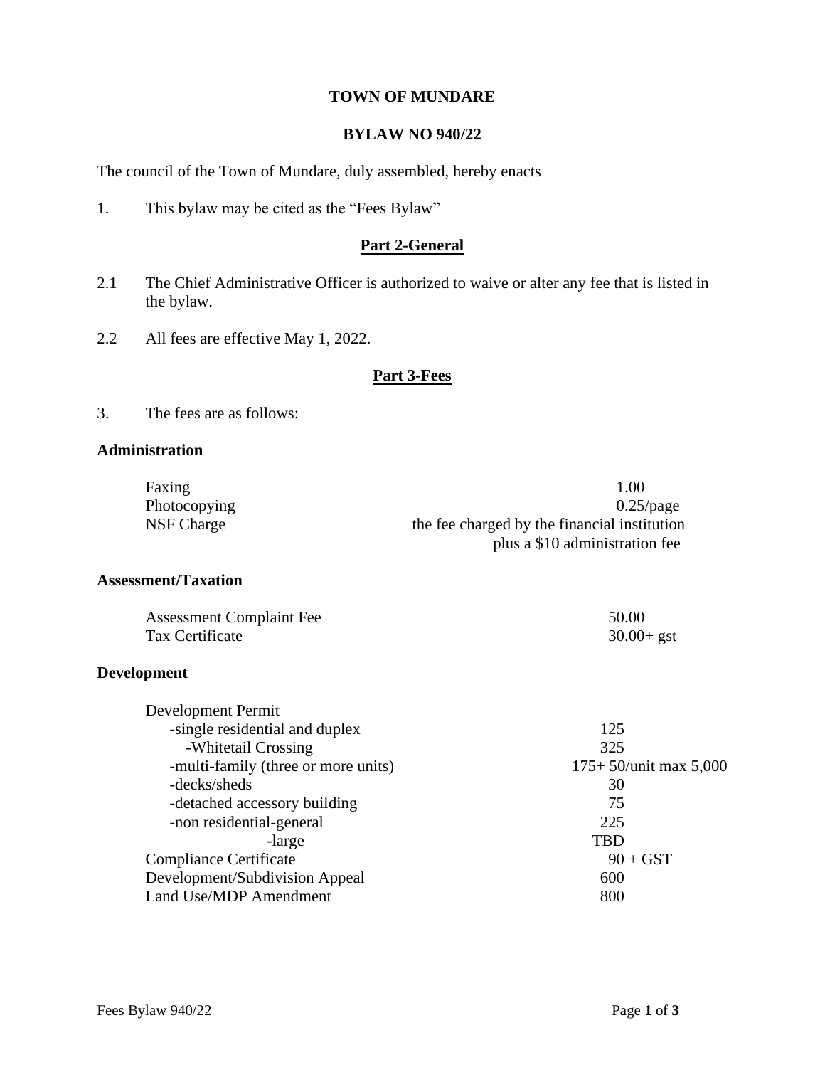**TOWN OF MUNDARE**

**BYLAW NO 940/22**

The council of the Town of Mundare, duly assembled, hereby enacts

1. This bylaw may be cited as the "Fees Bylaw"

## Part 2-General

2.1 The Chief Administrative Officer is authorized to waive or alter any fee that is listed in the bylaw.

2.2 All fees are effective May 1, 2022.

## Part 3-Fees

3. The fees are as follows:

**Administration**

| | |
|---|---|
| Faxing | 1.00 |
| Photocopying | 0.25/page |
| NSF Charge | the fee charged by the financial institution plus a $10 administration fee |

**Assessment/Taxation**

| | |
|---|---|
| Assessment Complaint Fee | 50.00 |
| Tax Certificate | 30.00+ gst |

**Development**

| | |
|---|---|
| Development Permit | |
| -single residential and duplex | 125 |
| -Whitetail Crossing | 325 |
| -multi-family (three or more units) | 175+ 50/unit max 5,000 |
| -decks/sheds | 30 |
| -detached accessory building | 75 |
| -non residential-general | 225 |
| -large | TBD |
| Compliance Certificate | 90 + GST |
| Development/Subdivision Appeal | 600 |
| Land Use/MDP Amendment | 800 |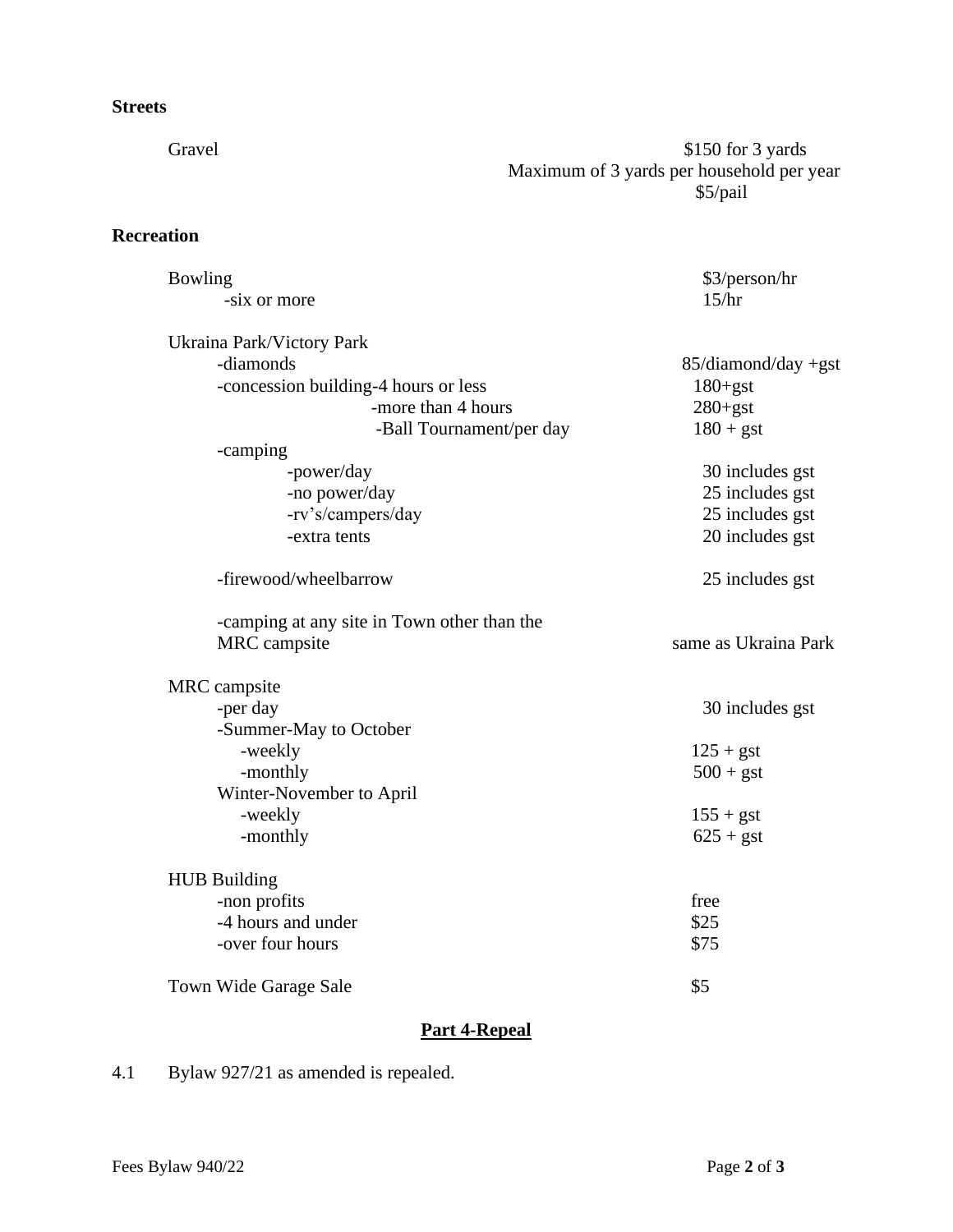**Streets**

| | |
|---|---|
| Gravel | $150 for 3 yards |
| | Maximum of 3 yards per household per year |
| | $5/pail |

**Recreation**

| | |
|---|---|
| Bowling | $3/person/hr |
| -six or more | 15/hr |
| | |
| Ukraina Park/Victory Park | |
| -diamonds | 85/diamond/day +gst |
| -concession building-4 hours or less | 180+gst |
| -more than 4 hours | 280+gst |
| -Ball Tournament/per day | 180 + gst |
| -camping | |
| -power/day | 30 includes gst |
| -no power/day | 25 includes gst |
| -rv's/campers/day | 25 includes gst |
| -extra tents | 20 includes gst |
| | |
| -firewood/wheelbarrow | 25 includes gst |
| | |
| -camping at any site in Town other than the MRC campsite | same as Ukraina Park |
| | |
| MRC campsite | |
| -per day | 30 includes gst |
| -Summer-May to October | |
| -weekly | 125 + gst |
| -monthly | 500 + gst |
| Winter-November to April | |
| -weekly | 155 + gst |
| -monthly | 625 + gst |
| | |
| HUB Building | |
| -non profits | free |
| -4 hours and under | $25 |
| -over four hours | $75 |
| | |
| Town Wide Garage Sale | $5 |

## Part 4-Repeal

4.1 Bylaw 927/21 as amended is repealed.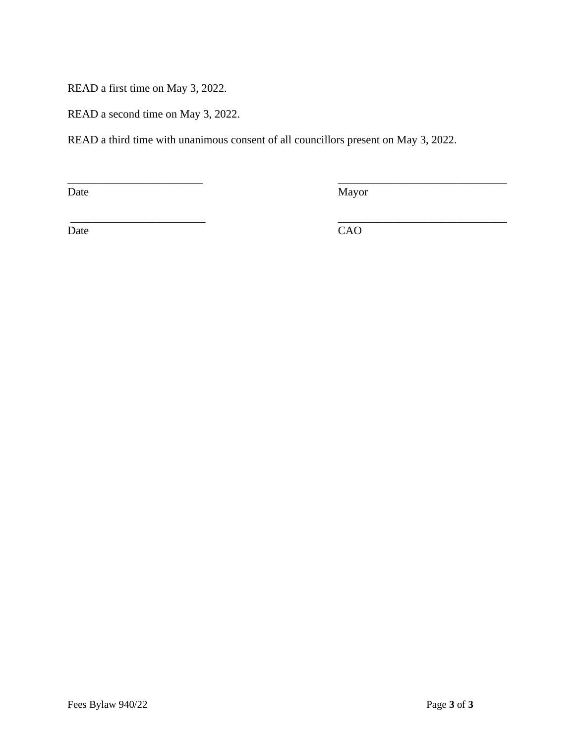READ a first time on May 3, 2022.

READ a second time on May 3, 2022.

READ a third time with unanimous consent of all councillors present on May 3, 2022.

| | |
|---|---|
| _________________________ | _______________________________ |
| Date | Mayor |
| _________________________ | _______________________________ |
| Date | CAO |